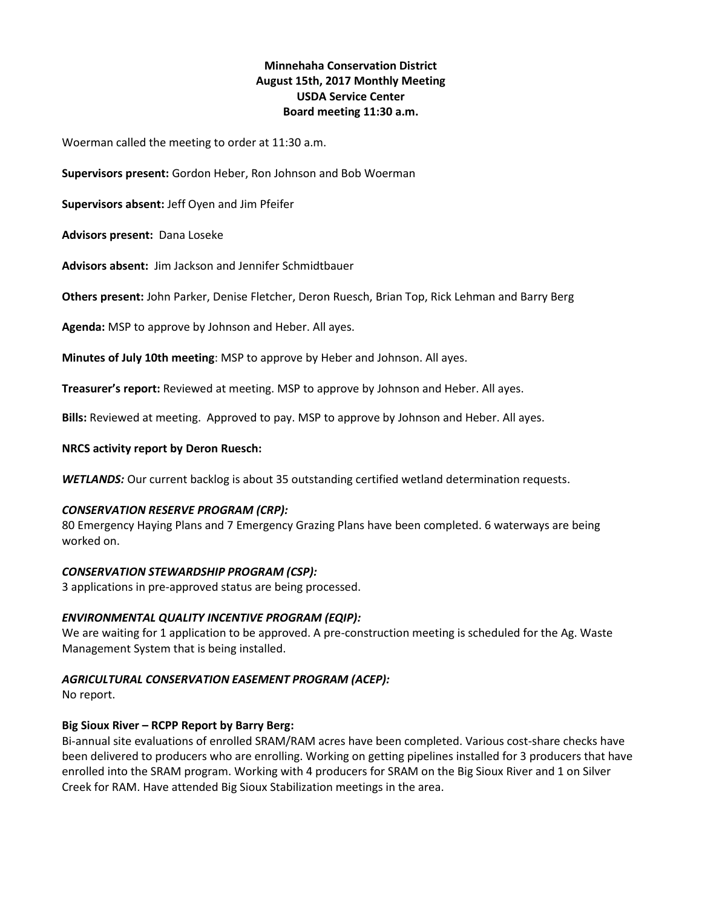**Minnehaha Conservation District**
**August 15th, 2017 Monthly Meeting**
**USDA Service Center**
**Board meeting 11:30 a.m.**

Woerman called the meeting to order at 11:30 a.m.

**Supervisors present:** Gordon Heber, Ron Johnson and Bob Woerman

**Supervisors absent:** Jeff Oyen and Jim Pfeifer

**Advisors present:** Dana Loseke

**Advisors absent:** Jim Jackson and Jennifer Schmidtbauer

**Others present:** John Parker, Denise Fletcher, Deron Ruesch, Brian Top, Rick Lehman and Barry Berg

**Agenda:** MSP to approve by Johnson and Heber. All ayes.

**Minutes of July 10th meeting**: MSP to approve by Heber and Johnson. All ayes.

**Treasurer's report:** Reviewed at meeting. MSP to approve by Johnson and Heber. All ayes.

**Bills:** Reviewed at meeting. Approved to pay. MSP to approve by Johnson and Heber. All ayes.

**NRCS activity report by Deron Ruesch:**

***WETLANDS:*** Our current backlog is about 35 outstanding certified wetland determination requests.

***CONSERVATION RESERVE PROGRAM (CRP):***
80 Emergency Haying Plans and 7 Emergency Grazing Plans have been completed. 6 waterways are being worked on.

***CONSERVATION STEWARDSHIP PROGRAM (CSP):***
3 applications in pre-approved status are being processed.

***ENVIRONMENTAL QUALITY INCENTIVE PROGRAM (EQIP):***
We are waiting for 1 application to be approved. A pre-construction meeting is scheduled for the Ag. Waste Management System that is being installed.

***AGRICULTURAL CONSERVATION EASEMENT PROGRAM (ACEP):***
No report.

**Big Sioux River – RCPP Report by Barry Berg:**
Bi-annual site evaluations of enrolled SRAM/RAM acres have been completed. Various cost-share checks have been delivered to producers who are enrolling. Working on getting pipelines installed for 3 producers that have enrolled into the SRAM program. Working with 4 producers for SRAM on the Big Sioux River and 1 on Silver Creek for RAM. Have attended Big Sioux Stabilization meetings in the area.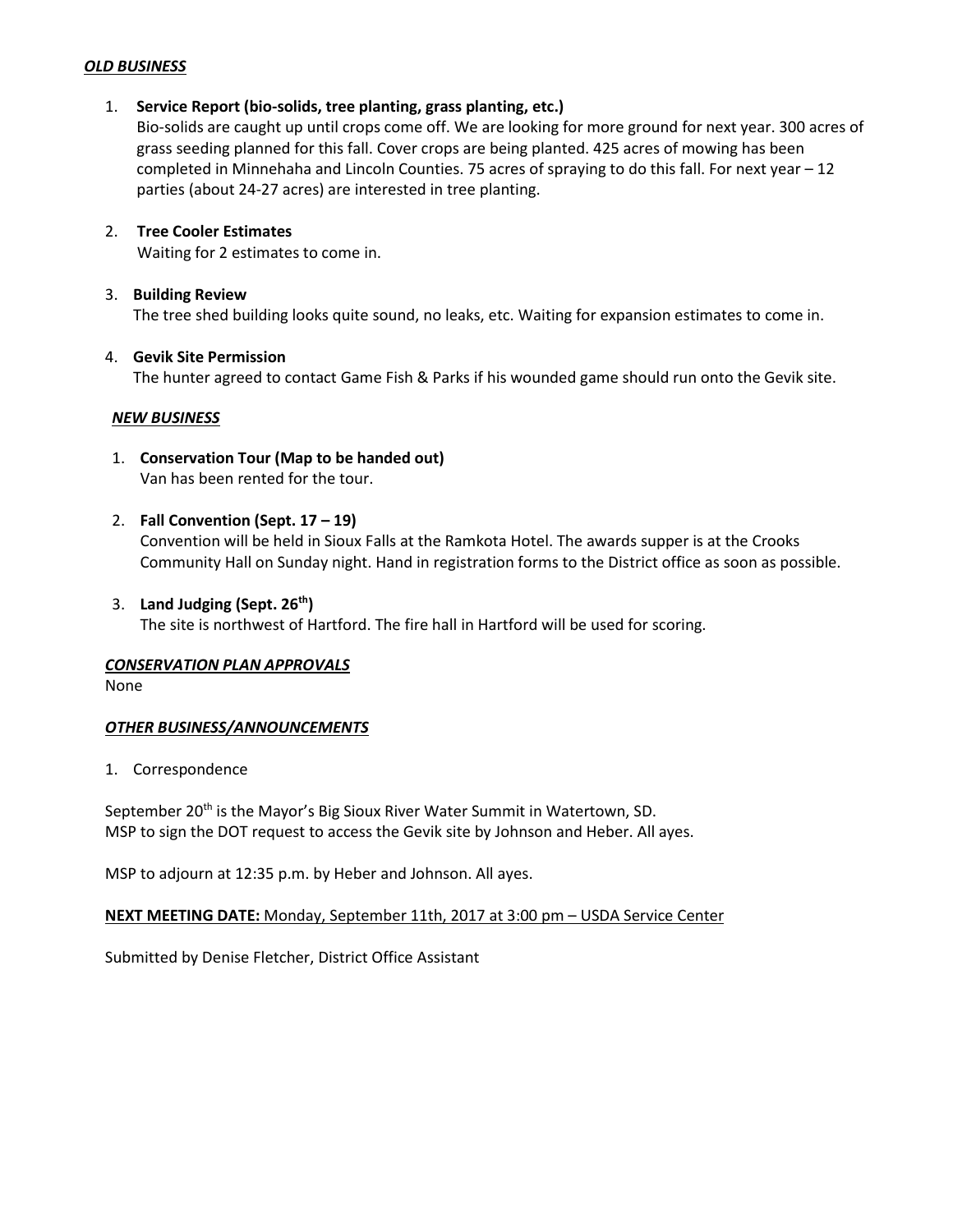***OLD BUSINESS***

1. **Service Report (bio-solids, tree planting, grass planting, etc.)**
   Bio-solids are caught up until crops come off. We are looking for more ground for next year. 300 acres of grass seeding planned for this fall. Cover crops are being planted. 425 acres of mowing has been completed in Minnehaha and Lincoln Counties. 75 acres of spraying to do this fall. For next year – 12 parties (about 24-27 acres) are interested in tree planting.

2. **Tree Cooler Estimates**
   Waiting for 2 estimates to come in.

3. **Building Review**
   The tree shed building looks quite sound, no leaks, etc. Waiting for expansion estimates to come in.

4. **Gevik Site Permission**
   The hunter agreed to contact Game Fish & Parks if his wounded game should run onto the Gevik site.

***NEW BUSINESS***

1. **Conservation Tour (Map to be handed out)**
   Van has been rented for the tour.

2. **Fall Convention (Sept. 17 – 19)**
   Convention will be held in Sioux Falls at the Ramkota Hotel. The awards supper is at the Crooks Community Hall on Sunday night. Hand in registration forms to the District office as soon as possible.

3. **Land Judging (Sept. 26th)**
   The site is northwest of Hartford. The fire hall in Hartford will be used for scoring.

***CONSERVATION PLAN APPROVALS***

None

***OTHER BUSINESS/ANNOUNCEMENTS***

1. Correspondence

September 20th is the Mayor's Big Sioux River Water Summit in Watertown, SD.
MSP to sign the DOT request to access the Gevik site by Johnson and Heber. All ayes.

MSP to adjourn at 12:35 p.m. by Heber and Johnson. All ayes.

**NEXT MEETING DATE:** Monday, September 11th, 2017 at 3:00 pm – USDA Service Center

Submitted by Denise Fletcher, District Office Assistant